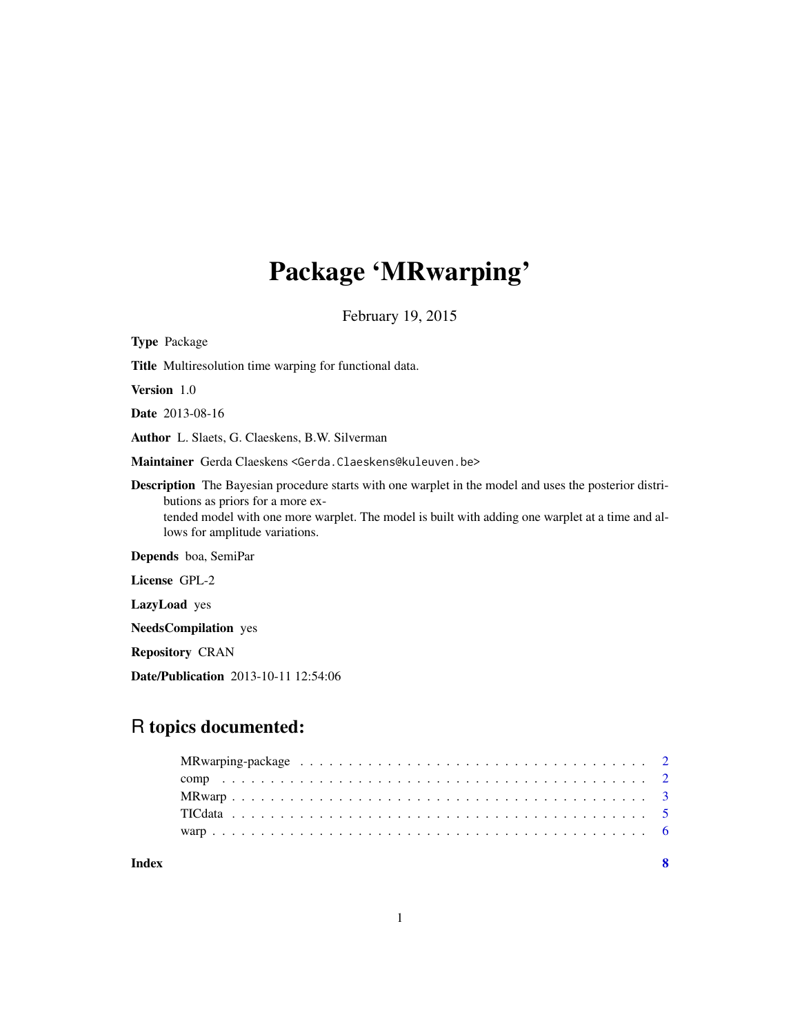# Package 'MRwarping'

February 19, 2015

**Type** Package

**Title** Multiresolution time warping for functional data.

**Version** 1.0

**Date** 2013-08-16

**Author** L. Slaets, G. Claeskens, B.W. Silverman

**Maintainer** Gerda Claeskens <Gerda.Claeskens@kuleuven.be>

**Description** The Bayesian procedure starts with one warplet in the model and uses the posterior distributions as priors for a more extended model with one more warplet. The model is built with adding one warplet at a time and allows for amplitude variations.

**Depends** boa, SemiPar

**License** GPL-2

**LazyLoad** yes

**NeedsCompilation** yes

**Repository** CRAN

**Date/Publication** 2013-10-11 12:54:06

## R topics documented:

- MRwarping-package . . . . . . . . . . 2
- comp . . . . . . . . . . 2
- MRwarp . . . . . . . . . . 3
- TICdata . . . . . . . . . . 5
- warp . . . . . . . . . . 6

**Index** **8**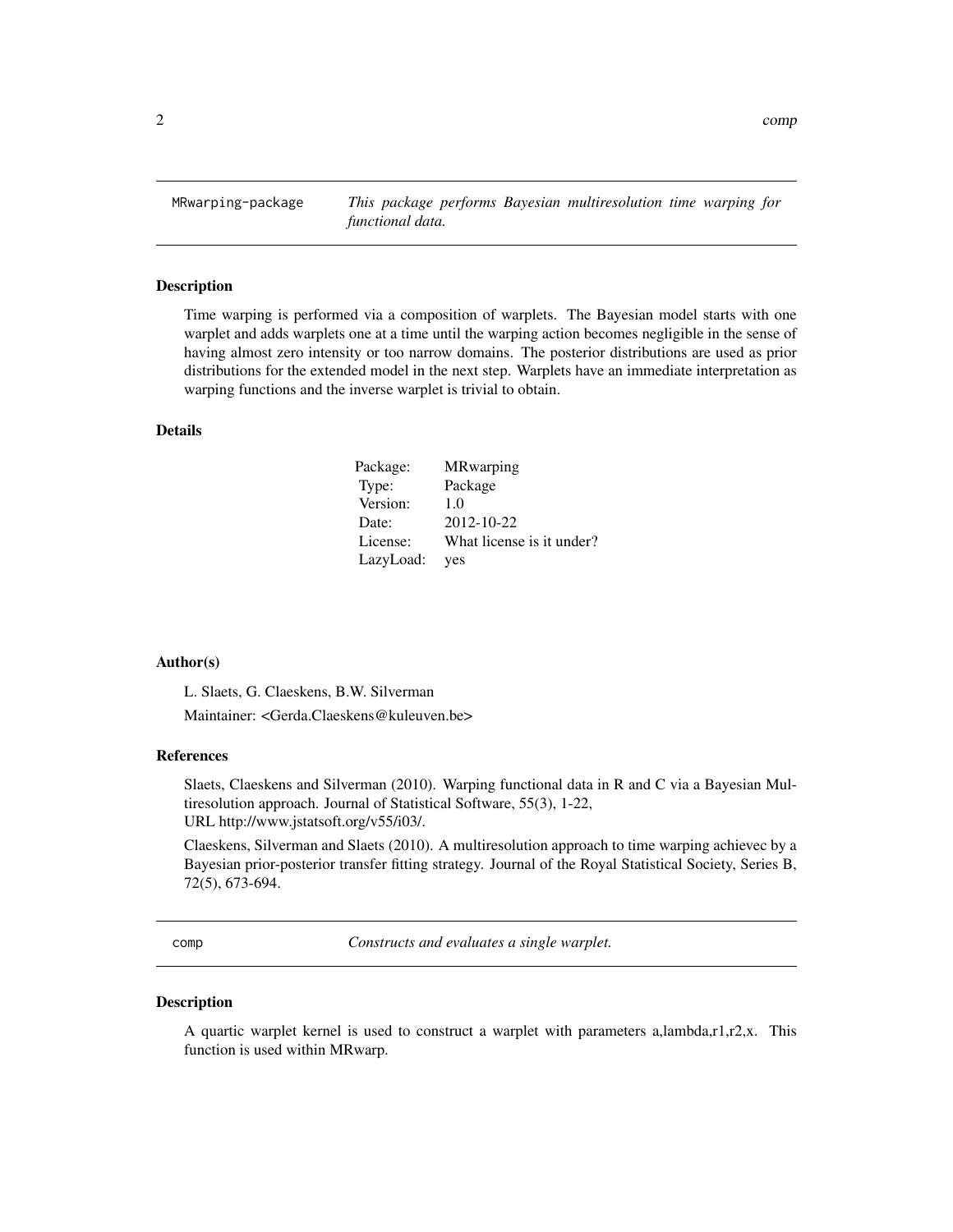## MRwarping-package — *This package performs Bayesian multiresolution time warping for functional data.*

### Description

Time warping is performed via a composition of warplets. The Bayesian model starts with one warplet and adds warplets one at a time until the warping action becomes negligible in the sense of having almost zero intensity or too narrow domains. The posterior distributions are used as prior distributions for the extended model in the next step. Warplets have an immediate interpretation as warping functions and the inverse warplet is trivial to obtain.

### Details

| | |
|---|---|
| Package: | MRwarping |
| Type: | Package |
| Version: | 1.0 |
| Date: | 2012-10-22 |
| License: | What license is it under? |
| LazyLoad: | yes |

### Author(s)

L. Slaets, G. Claeskens, B.W. Silverman

Maintainer: <Gerda.Claeskens@kuleuven.be>

### References

Slaets, Claeskens and Silverman (2010). Warping functional data in R and C via a Bayesian Multiresolution approach. Journal of Statistical Software, 55(3), 1-22,
URL http://www.jstatsoft.org/v55/i03/.

Claeskens, Silverman and Slaets (2010). A multiresolution approach to time warping achievec by a Bayesian prior-posterior transfer fitting strategy. Journal of the Royal Statistical Society, Series B, 72(5), 673-694.

## comp — *Constructs and evaluates a single warplet.*

### Description

A quartic warplet kernel is used to construct a warplet with parameters a,lambda,r1,r2,x. This function is used within MRwarp.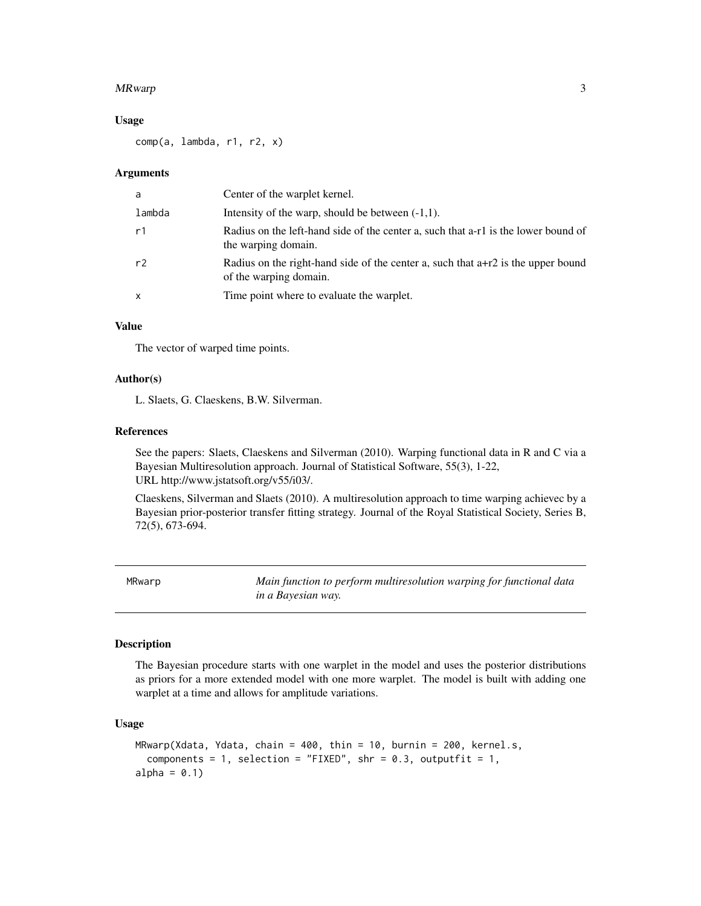## Usage

```
comp(a, lambda, r1, r2, x)
```

## Arguments

| | |
|---|---|
| a | Center of the warplet kernel. |
| lambda | Intensity of the warp, should be between (-1,1). |
| r1 | Radius on the left-hand side of the center a, such that a-r1 is the lower bound of the warping domain. |
| r2 | Radius on the right-hand side of the center a, such that a+r2 is the upper bound of the warping domain. |
| x | Time point where to evaluate the warplet. |

## Value

The vector of warped time points.

## Author(s)

L. Slaets, G. Claeskens, B.W. Silverman.

## References

See the papers: Slaets, Claeskens and Silverman (2010). Warping functional data in R and C via a Bayesian Multiresolution approach. Journal of Statistical Software, 55(3), 1-22, URL http://www.jstatsoft.org/v55/i03/.

Claeskens, Silverman and Slaets (2010). A multiresolution approach to time warping achievec by a Bayesian prior-posterior transfer fitting strategy. Journal of the Royal Statistical Society, Series B, 72(5), 673-694.

---

# MRwarp — *Main function to perform multiresolution warping for functional data in a Bayesian way.*

## Description

The Bayesian procedure starts with one warplet in the model and uses the posterior distributions as priors for a more extended model with one more warplet. The model is built with adding one warplet at a time and allows for amplitude variations.

## Usage

```
MRwarp(Xdata, Ydata, chain = 400, thin = 10, burnin = 200, kernel.s,
  components = 1, selection = "FIXED", shr = 0.3, outputfit = 1,
alpha = 0.1)
```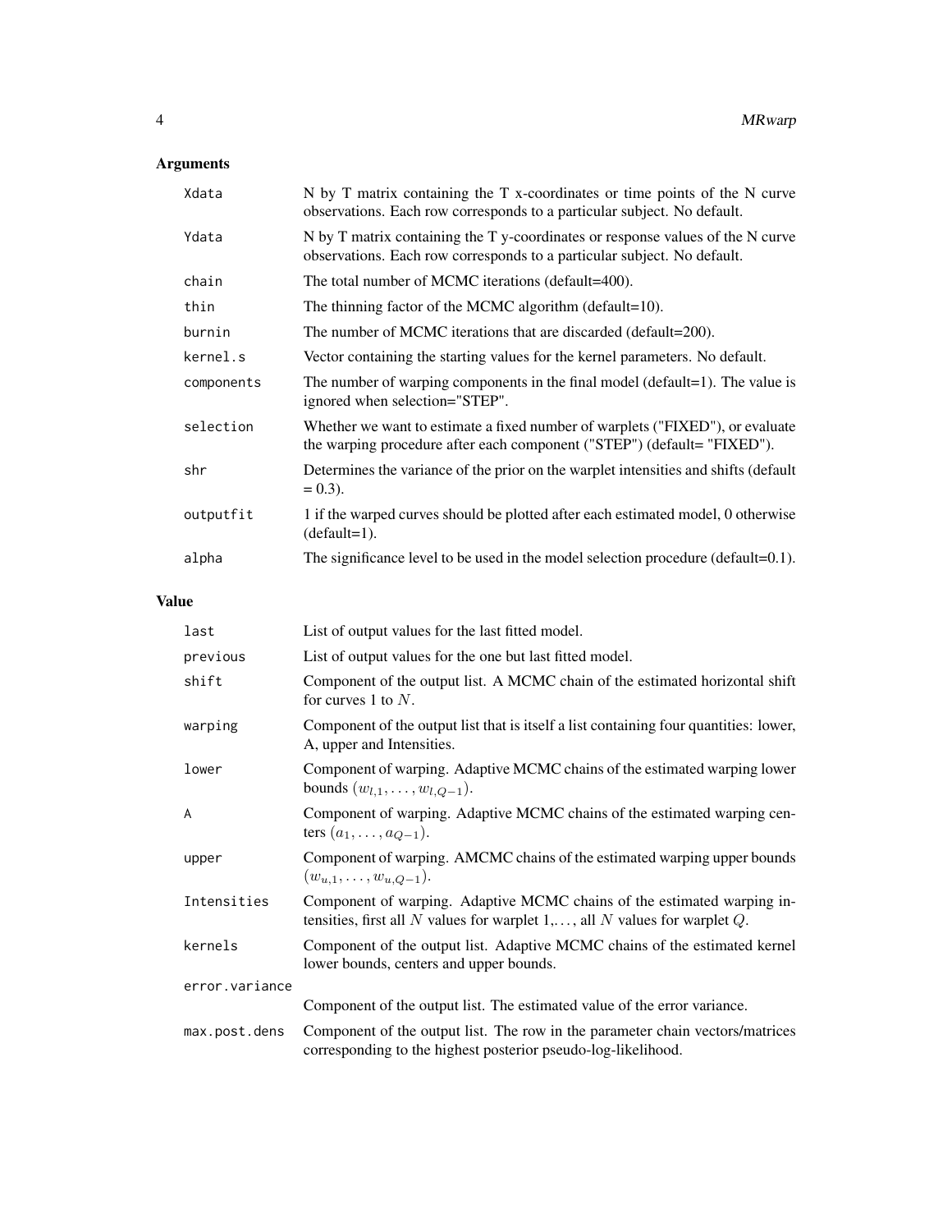## Arguments

| | |
|---|---|
| `Xdata` | N by T matrix containing the T x-coordinates or time points of the N curve observations. Each row corresponds to a particular subject. No default. |
| `Ydata` | N by T matrix containing the T y-coordinates or response values of the N curve observations. Each row corresponds to a particular subject. No default. |
| `chain` | The total number of MCMC iterations (default=400). |
| `thin` | The thinning factor of the MCMC algorithm (default=10). |
| `burnin` | The number of MCMC iterations that are discarded (default=200). |
| `kernel.s` | Vector containing the starting values for the kernel parameters. No default. |
| `components` | The number of warping components in the final model (default=1). The value is ignored when selection="STEP". |
| `selection` | Whether we want to estimate a fixed number of warplets ("FIXED"), or evaluate the warping procedure after each component ("STEP") (default= "FIXED"). |
| `shr` | Determines the variance of the prior on the warplet intensities and shifts (default = 0.3). |
| `outputfit` | 1 if the warped curves should be plotted after each estimated model, 0 otherwise (default=1). |
| `alpha` | The significance level to be used in the model selection procedure (default=0.1). |

## Value

| | |
|---|---|
| `last` | List of output values for the last fitted model. |
| `previous` | List of output values for the one but last fitted model. |
| `shift` | Component of the output list. A MCMC chain of the estimated horizontal shift for curves 1 to $N$. |
| `warping` | Component of the output list that is itself a list containing four quantities: lower, A, upper and Intensities. |
| `lower` | Component of warping. Adaptive MCMC chains of the estimated warping lower bounds $(w_{l,1}, \ldots, w_{l,Q-1})$. |
| `A` | Component of warping. Adaptive MCMC chains of the estimated warping centers $(a_1, \ldots, a_{Q-1})$. |
| `upper` | Component of warping. AMCMC chains of the estimated warping upper bounds $(w_{u,1}, \ldots, w_{u,Q-1})$. |
| `Intensities` | Component of warping. Adaptive MCMC chains of the estimated warping intensities, first all $N$ values for warplet 1,..., all $N$ values for warplet $Q$. |
| `kernels` | Component of the output list. Adaptive MCMC chains of the estimated kernel lower bounds, centers and upper bounds. |
| `error.variance` | Component of the output list. The estimated value of the error variance. |
| `max.post.dens` | Component of the output list. The row in the parameter chain vectors/matrices corresponding to the highest posterior pseudo-log-likelihood. |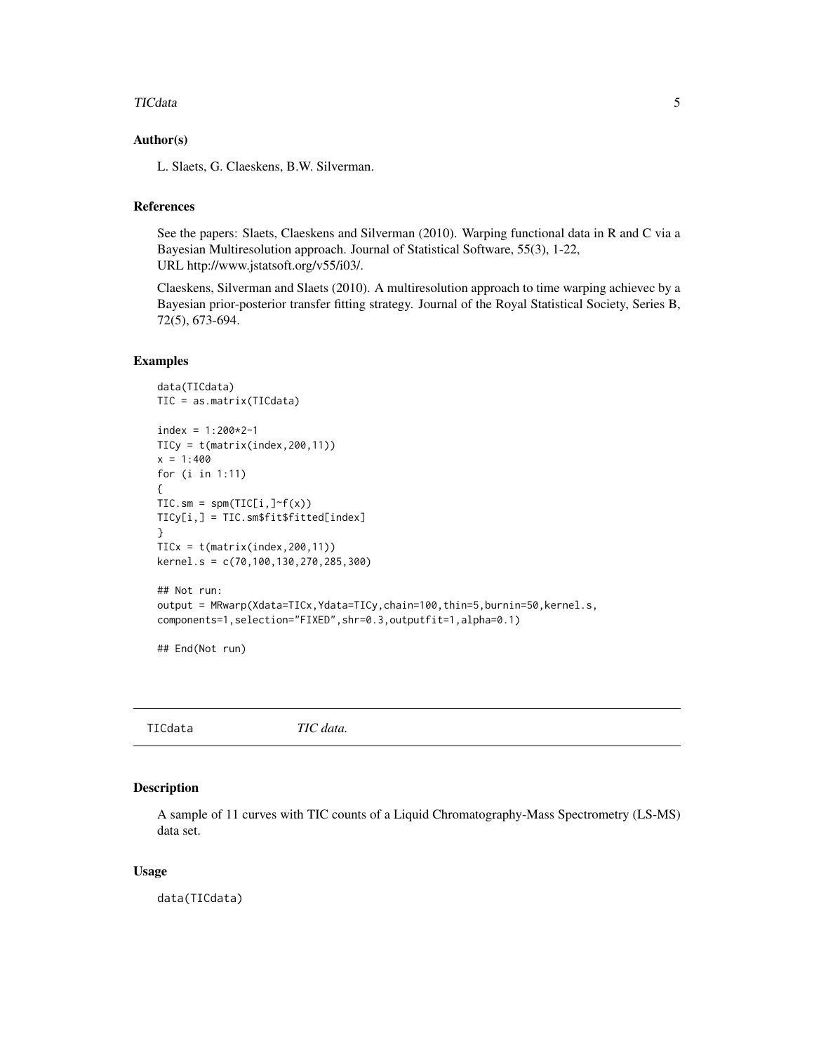### Author(s)

L. Slaets, G. Claeskens, B.W. Silverman.

### References

See the papers: Slaets, Claeskens and Silverman (2010). Warping functional data in R and C via a Bayesian Multiresolution approach. Journal of Statistical Software, 55(3), 1-22, URL http://www.jstatsoft.org/v55/i03/.

Claeskens, Silverman and Slaets (2010). A multiresolution approach to time warping achievec by a Bayesian prior-posterior transfer fitting strategy. Journal of the Royal Statistical Society, Series B, 72(5), 673-694.

### Examples

```
data(TICdata)
TIC = as.matrix(TICdata)

index = 1:200*2-1
TICy = t(matrix(index,200,11))
x = 1:400
for (i in 1:11)
{
TIC.sm = spm(TIC[i,]~f(x))
TICy[i,] = TIC.sm$fit$fitted[index]
}
TICx = t(matrix(index,200,11))
kernel.s = c(70,100,130,270,285,300)

## Not run:
output = MRwarp(Xdata=TICx,Ydata=TICy,chain=100,thin=5,burnin=50,kernel.s,
components=1,selection="FIXED",shr=0.3,outputfit=1,alpha=0.1)

## End(Not run)
```

---

## TICdata *TIC data.*

### Description

A sample of 11 curves with TIC counts of a Liquid Chromatography-Mass Spectrometry (LS-MS) data set.

### Usage

```
data(TICdata)
```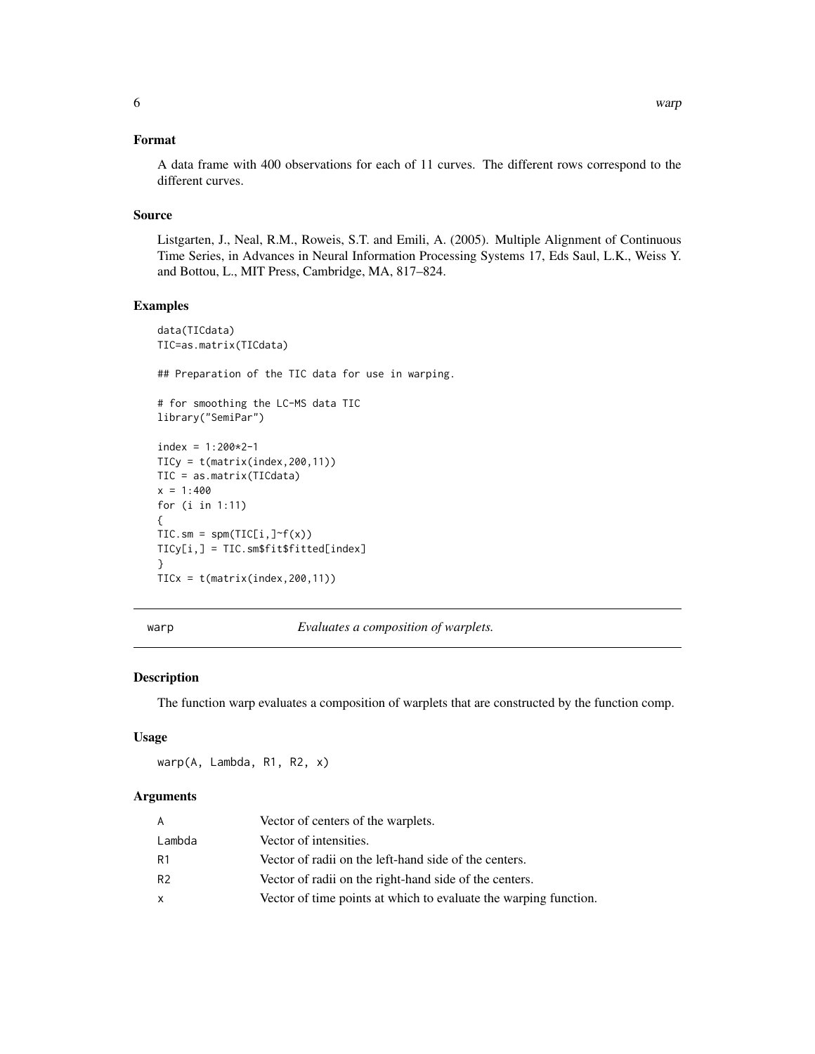### Format

A data frame with 400 observations for each of 11 curves. The different rows correspond to the different curves.

### Source

Listgarten, J., Neal, R.M., Roweis, S.T. and Emili, A. (2005). Multiple Alignment of Continuous Time Series, in Advances in Neural Information Processing Systems 17, Eds Saul, L.K., Weiss Y. and Bottou, L., MIT Press, Cambridge, MA, 817–824.

### Examples

```
data(TICdata)
TIC=as.matrix(TICdata)

## Preparation of the TIC data for use in warping.

# for smoothing the LC-MS data TIC
library("SemiPar")

index = 1:200*2-1
TICy = t(matrix(index,200,11))
TIC = as.matrix(TICdata)
x = 1:400
for (i in 1:11)
{
TIC.sm = spm(TIC[i,]~f(x))
TICy[i,] = TIC.sm$fit$fitted[index]
}
TICx = t(matrix(index,200,11))
```

---

## warp — *Evaluates a composition of warplets.*

### Description

The function warp evaluates a composition of warplets that are constructed by the function comp.

### Usage

```
warp(A, Lambda, R1, R2, x)
```

### Arguments

| | |
|---|---|
| A | Vector of centers of the warplets. |
| Lambda | Vector of intensities. |
| R1 | Vector of radii on the left-hand side of the centers. |
| R2 | Vector of radii on the right-hand side of the centers. |
| x | Vector of time points at which to evaluate the warping function. |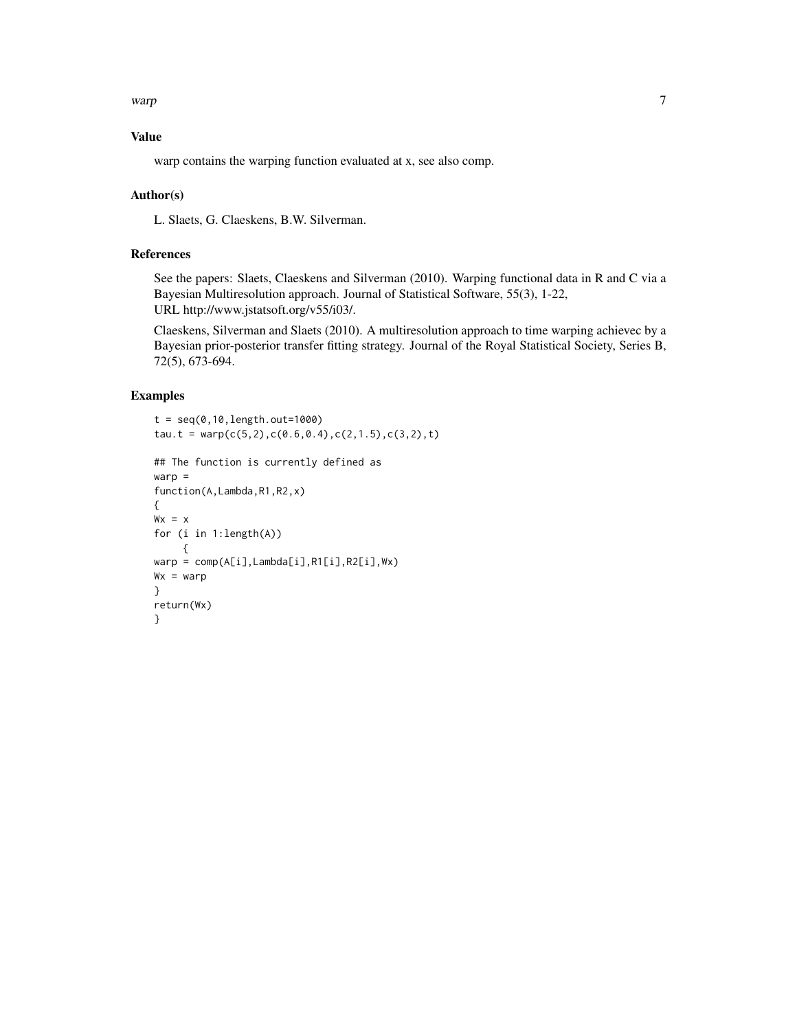## Value

warp contains the warping function evaluated at x, see also comp.

## Author(s)

L. Slaets, G. Claeskens, B.W. Silverman.

## References

See the papers: Slaets, Claeskens and Silverman (2010). Warping functional data in R and C via a Bayesian Multiresolution approach. Journal of Statistical Software, 55(3), 1-22, URL http://www.jstatsoft.org/v55/i03/.

Claeskens, Silverman and Slaets (2010). A multiresolution approach to time warping achievec by a Bayesian prior-posterior transfer fitting strategy. Journal of the Royal Statistical Society, Series B, 72(5), 673-694.

## Examples

```
t = seq(0,10,length.out=1000)
tau.t = warp(c(5,2),c(0.6,0.4),c(2,1.5),c(3,2),t)

## The function is currently defined as
warp =
function(A,Lambda,R1,R2,x)
{
Wx = x
for (i in 1:length(A))
     {
warp = comp(A[i],Lambda[i],R1[i],R2[i],Wx)
Wx = warp
}
return(Wx)
}
```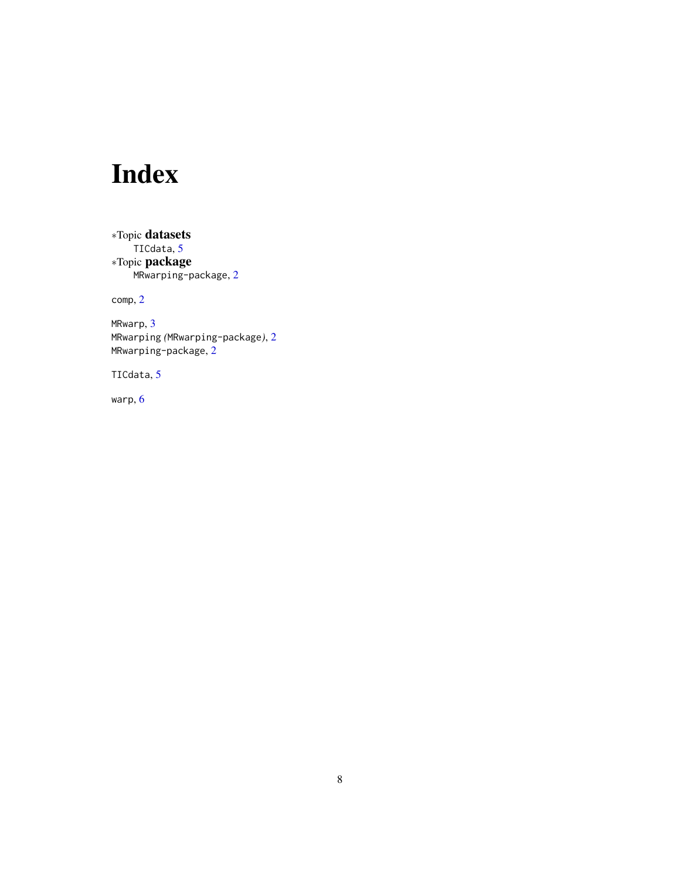# Index

∗Topic **datasets**
    TICdata, 5
∗Topic **package**
    MRwarping-package, 2

comp, 2

MRwarp, 3
MRwarping (MRwarping-package), 2
MRwarping-package, 2

TICdata, 5

warp, 6